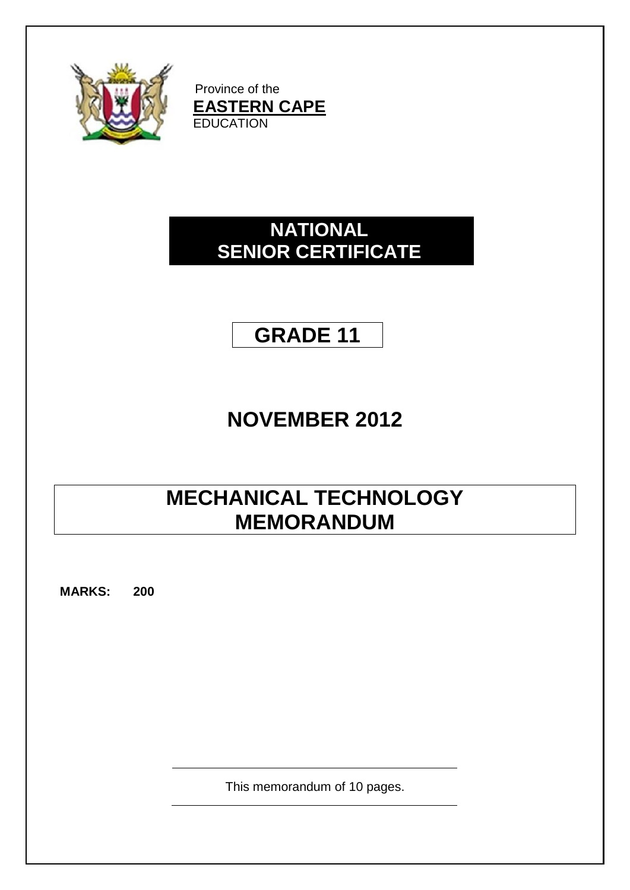Province of the
**EASTERN CAPE**
EDUCATION

# NATIONAL SENIOR CERTIFICATE

# GRADE 11

# NOVEMBER 2012

# MECHANICAL TECHNOLOGY MEMORANDUM

**MARKS: 200**

This memorandum of 10 pages.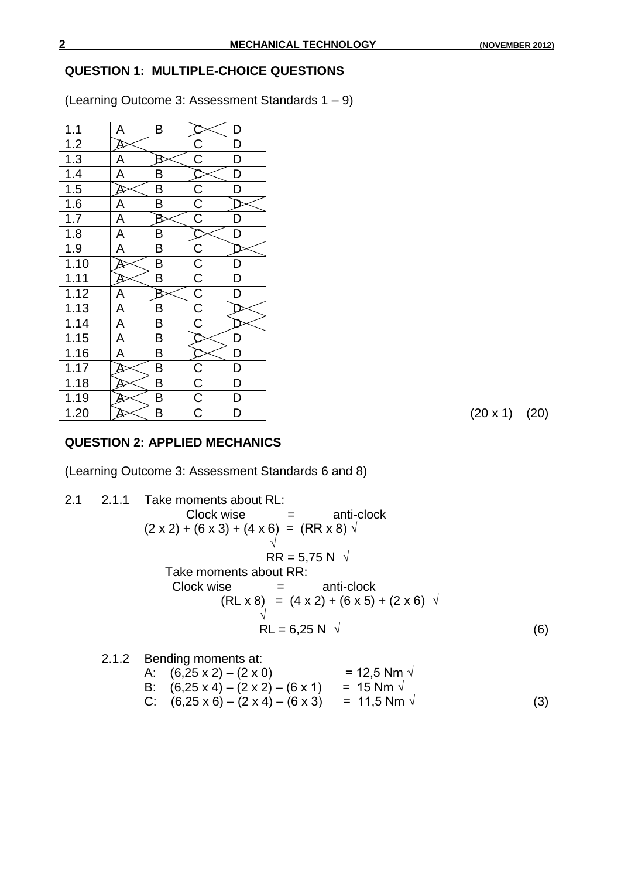## QUESTION 1: MULTIPLE-CHOICE QUESTIONS

(Learning Outcome 3: Assessment Standards 1 – 9)

| | | | | |
|---|---|---|---|---|
| 1.1 | A | B | ~~C~~ | D |
| 1.2 | ~~A~~ | | C | D |
| 1.3 | A | ~~B~~ | C | D |
| 1.4 | A | B | ~~C~~ | D |
| 1.5 | ~~A~~ | B | C | D |
| 1.6 | A | B | C | ~~D~~ |
| 1.7 | A | ~~B~~ | C | D |
| 1.8 | A | B | ~~C~~ | D |
| 1.9 | A | B | C | ~~D~~ |
| 1.10 | ~~A~~ | B | C | D |
| 1.11 | ~~A~~ | B | C | D |
| 1.12 | A | ~~B~~ | C | D |
| 1.13 | A | B | C | ~~D~~ |
| 1.14 | A | B | C | ~~D~~ |
| 1.15 | A | B | ~~C~~ | D |
| 1.16 | A | B | ~~C~~ | D |
| 1.17 | ~~A~~ | B | C | D |
| 1.18 | ~~A~~ | B | C | D |
| 1.19 | ~~A~~ | B | C | D |
| 1.20 | ~~A~~ | B | C | D |

(20 x 1) (20)

## QUESTION 2: APPLIED MECHANICS

(Learning Outcome 3: Assessment Standards 6 and 8)

2.1 2.1.1 Take moments about RL:

Clock wise = anti-clock

$(2 \times 2) + (6 \times 3) + (4 \times 6) = (RR \times 8)$ √
√

RR = 5,75 N √

Take moments about RR:

Clock wise = anti-clock

$(RL \times 8) = (4 \times 2) + (6 \times 5) + (2 \times 6)$ √
√

RL = 6,25 N √ (6)

2.1.2 Bending moments at:

A: $(6,25 \times 2) – (2 \times 0)$ = 12,5 Nm √

B: $(6,25 \times 4) – (2 \times 2) – (6 \times 1)$ = 15 Nm √

C: $(6,25 \times 6) – (2 \times 4) – (6 \times 3)$ = 11,5 Nm √ (3)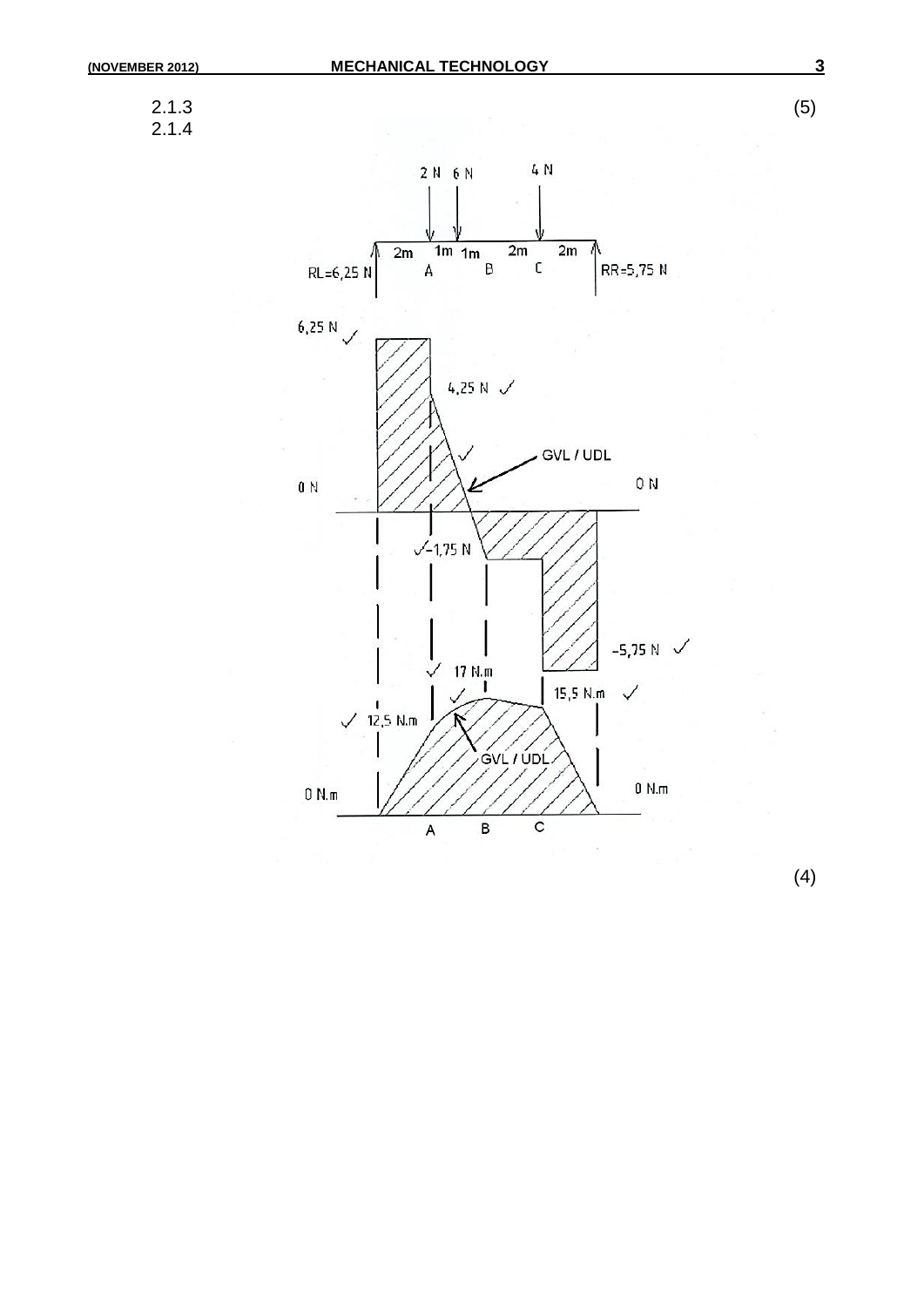2.1.3 (5)

2.1.4

2 N 6 N 4 N

2m 1m 1m 2m 2m

RL=6,25 N A B C RR=5,75 N

6,25 N ✓

4,25 N ✓

✓ GVL / UDL

0 N 0 N

✓-1,75 N

-5,75 N ✓

✓ 17 N.m

✓ 15,5 N.m ✓

✓ 12,5 N.m

GVL / UDL

0 N.m 0 N.m

A B C

(4)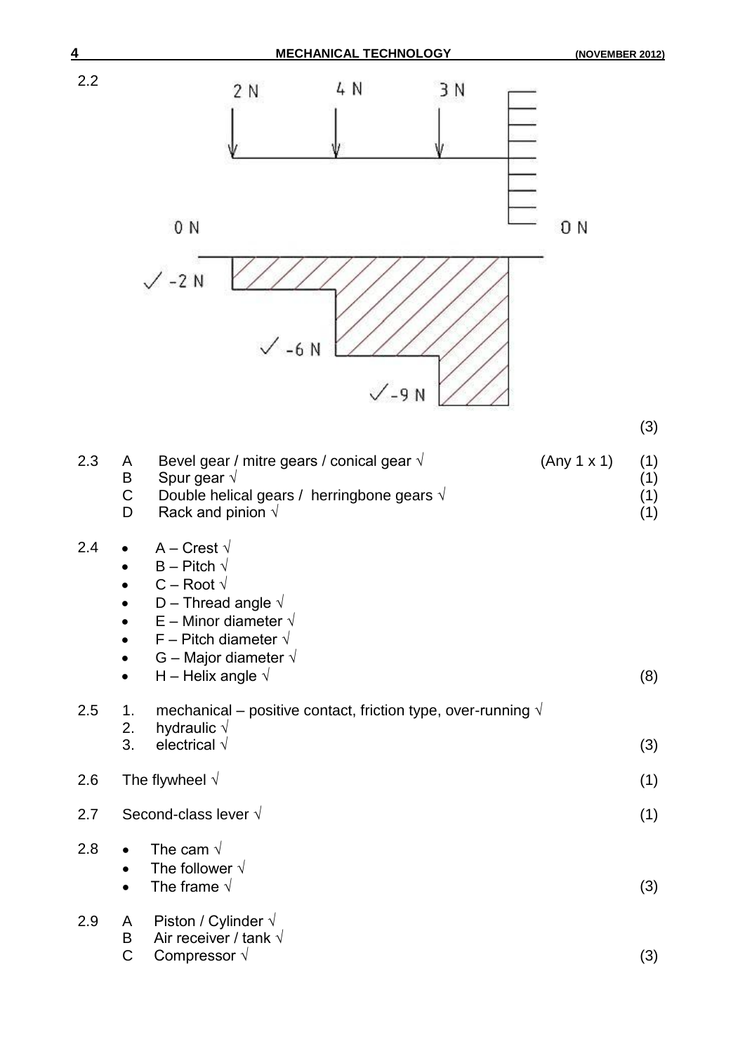2.2

2 N    4 N    3 N

0 N    0 N

√ -2 N

√ -6 N

√ -9 N

(3)

2.3
- A  Bevel gear / mitre gears / conical gear √ (Any 1 x 1) (1)
- B  Spur gear √ (1)
- C  Double helical gears / herringbone gears √ (1)
- D  Rack and pinion √ (1)

2.4
- A – Crest √
- B – Pitch √
- C – Root √
- D – Thread angle √
- E – Minor diameter √
- F – Pitch diameter √
- G – Major diameter √
- H – Helix angle √ (8)

2.5
1. mechanical – positive contact, friction type, over-running √
2. hydraulic √
3. electrical √ (3)

2.6 The flywheel √ (1)

2.7 Second-class lever √ (1)

2.8
- The cam √
- The follower √
- The frame √ (3)

2.9
- A  Piston / Cylinder √
- B  Air receiver / tank √
- C  Compressor √ (3)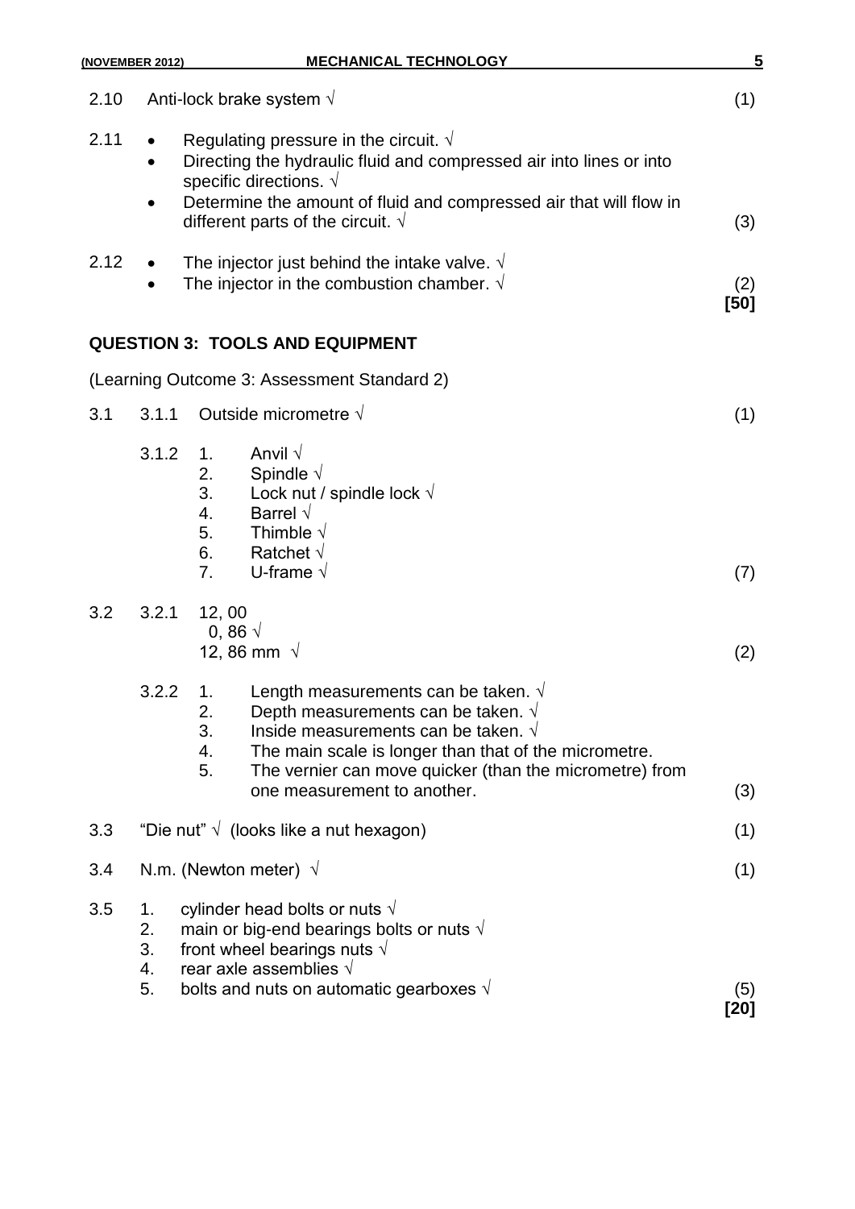2.10 Anti-lock brake system √ (1)

2.11
- Regulating pressure in the circuit. √
- Directing the hydraulic fluid and compressed air into lines or into specific directions. √
- Determine the amount of fluid and compressed air that will flow in different parts of the circuit. √ (3)

2.12
- The injector just behind the intake valve. √
- The injector in the combustion chamber. √ (2)

**[50]**

## QUESTION 3: TOOLS AND EQUIPMENT

(Learning Outcome 3: Assessment Standard 2)

3.1 3.1.1 Outside micrometre √ (1)

3.1.2
1. Anvil √
2. Spindle √
3. Lock nut / spindle lock √
4. Barrel √
5. Thimble √
6. Ratchet √
7. U-frame √ (7)

3.2 3.2.1 12, 00
 0, 86 √
 12, 86 mm √ (2)

3.2.2
1. Length measurements can be taken. √
2. Depth measurements can be taken. √
3. Inside measurements can be taken. √
4. The main scale is longer than that of the micrometre.
5. The vernier can move quicker (than the micrometre) from one measurement to another. (3)

3.3 "Die nut" √ (looks like a nut hexagon) (1)

3.4 N.m. (Newton meter) √ (1)

3.5
1. cylinder head bolts or nuts √
2. main or big-end bearings bolts or nuts √
3. front wheel bearings nuts √
4. rear axle assemblies √
5. bolts and nuts on automatic gearboxes √ (5)

**[20]**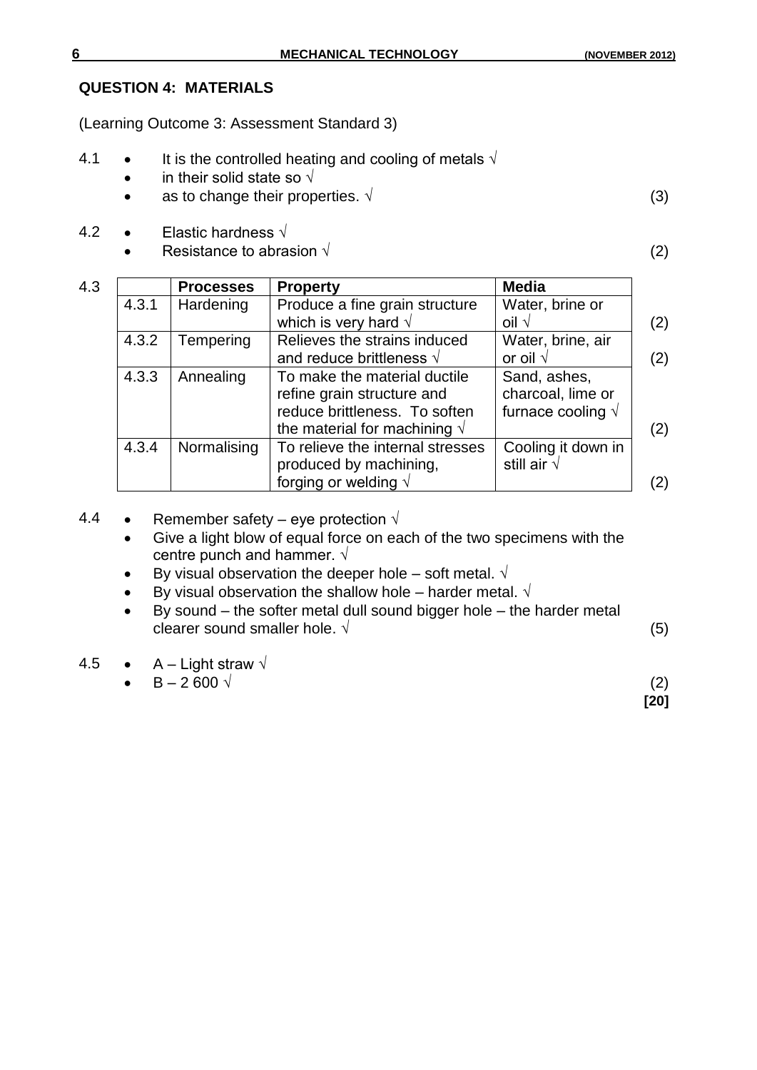## QUESTION 4: MATERIALS

(Learning Outcome 3: Assessment Standard 3)

4.1
- It is the controlled heating and cooling of metals √
- in their solid state so √
- as to change their properties. √ (3)

4.2
- Elastic hardness √
- Resistance to abrasion √ (2)

4.3

| | Processes | Property | Media | |
|---|---|---|---|---|
| 4.3.1 | Hardening | Produce a fine grain structure which is very hard √ | Water, brine or oil √ | (2) |
| 4.3.2 | Tempering | Relieves the strains induced and reduce brittleness √ | Water, brine, air or oil √ | (2) |
| 4.3.3 | Annealing | To make the material ductile refine grain structure and reduce brittleness. To soften the material for machining √ | Sand, ashes, charcoal, lime or furnace cooling √ | (2) |
| 4.3.4 | Normalising | To relieve the internal stresses produced by machining, forging or welding √ | Cooling it down in still air √ | (2) |

4.4
- Remember safety – eye protection √
- Give a light blow of equal force on each of the two specimens with the centre punch and hammer. √
- By visual observation the deeper hole – soft metal. √
- By visual observation the shallow hole – harder metal. √
- By sound – the softer metal dull sound bigger hole – the harder metal clearer sound smaller hole. √ (5)

4.5
- A – Light straw √
- B – 2 600 √ (2)

**[20]**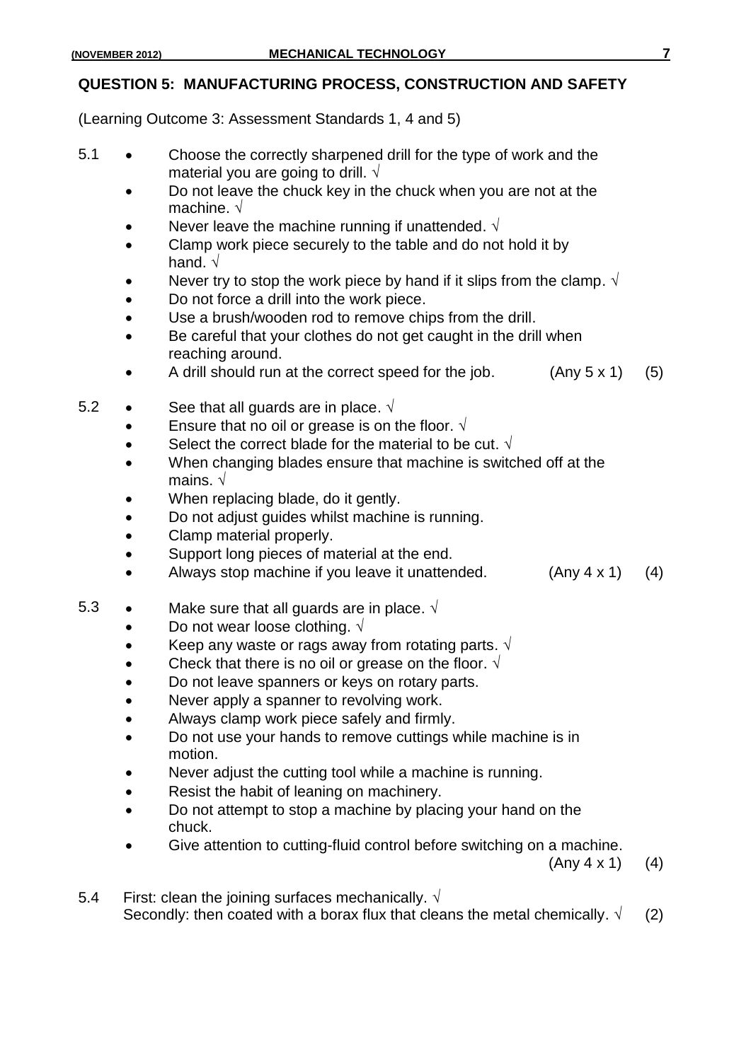## QUESTION 5: MANUFACTURING PROCESS, CONSTRUCTION AND SAFETY

(Learning Outcome 3: Assessment Standards 1, 4 and 5)

5.1
- Choose the correctly sharpened drill for the type of work and the material you are going to drill. √
- Do not leave the chuck key in the chuck when you are not at the machine. √
- Never leave the machine running if unattended. √
- Clamp work piece securely to the table and do not hold it by hand. √
- Never try to stop the work piece by hand if it slips from the clamp. √
- Do not force a drill into the work piece.
- Use a brush/wooden rod to remove chips from the drill.
- Be careful that your clothes do not get caught in the drill when reaching around.
- A drill should run at the correct speed for the job. (Any 5 x 1) (5)

5.2
- See that all guards are in place. √
- Ensure that no oil or grease is on the floor. √
- Select the correct blade for the material to be cut. √
- When changing blades ensure that machine is switched off at the mains. √
- When replacing blade, do it gently.
- Do not adjust guides whilst machine is running.
- Clamp material properly.
- Support long pieces of material at the end.
- Always stop machine if you leave it unattended. (Any 4 x 1) (4)

5.3
- Make sure that all guards are in place. √
- Do not wear loose clothing. √
- Keep any waste or rags away from rotating parts. √
- Check that there is no oil or grease on the floor. √
- Do not leave spanners or keys on rotary parts.
- Never apply a spanner to revolving work.
- Always clamp work piece safely and firmly.
- Do not use your hands to remove cuttings while machine is in motion.
- Never adjust the cutting tool while a machine is running.
- Resist the habit of leaning on machinery.
- Do not attempt to stop a machine by placing your hand on the chuck.
- Give attention to cutting-fluid control before switching on a machine. (Any 4 x 1) (4)

5.4 First: clean the joining surfaces mechanically. √
Secondly: then coated with a borax flux that cleans the metal chemically. √ (2)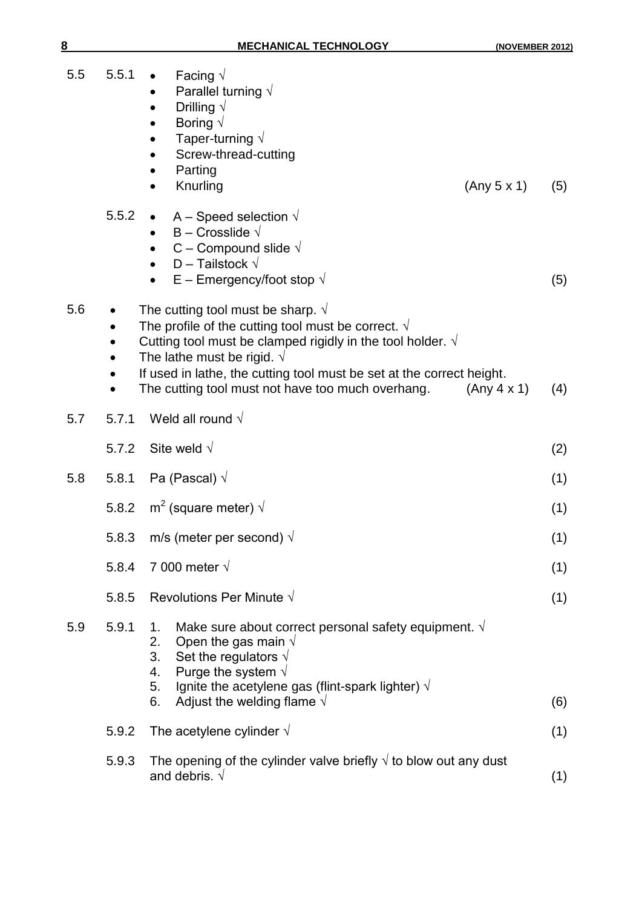5.5 5.5.1

- Facing √
- Parallel turning √
- Drilling √
- Boring √
- Taper-turning √
- Screw-thread-cutting
- Parting
- Knurling (Any 5 x 1) (5)

5.5.2

- A – Speed selection √
- B – Crosslide √
- C – Compound slide √
- D – Tailstock √
- E – Emergency/foot stop √ (5)

5.6

- The cutting tool must be sharp. √
- The profile of the cutting tool must be correct. √
- Cutting tool must be clamped rigidly in the tool holder. √
- The lathe must be rigid. √
- If used in lathe, the cutting tool must be set at the correct height.
- The cutting tool must not have too much overhang. (Any 4 x 1) (4)

5.7 5.7.1 Weld all round √

5.7.2 Site weld √ (2)

5.8 5.8.1 Pa (Pascal) √ (1)

5.8.2 $m^2$ (square meter) √ (1)

5.8.3 m/s (meter per second) √ (1)

5.8.4 7 000 meter √ (1)

5.8.5 Revolutions Per Minute √ (1)

5.9 5.9.1

1. Make sure about correct personal safety equipment. √
2. Open the gas main √
3. Set the regulators √
4. Purge the system √
5. Ignite the acetylene gas (flint-spark lighter) √
6. Adjust the welding flame √ (6)

5.9.2 The acetylene cylinder √ (1)

5.9.3 The opening of the cylinder valve briefly √ to blow out any dust and debris. √ (1)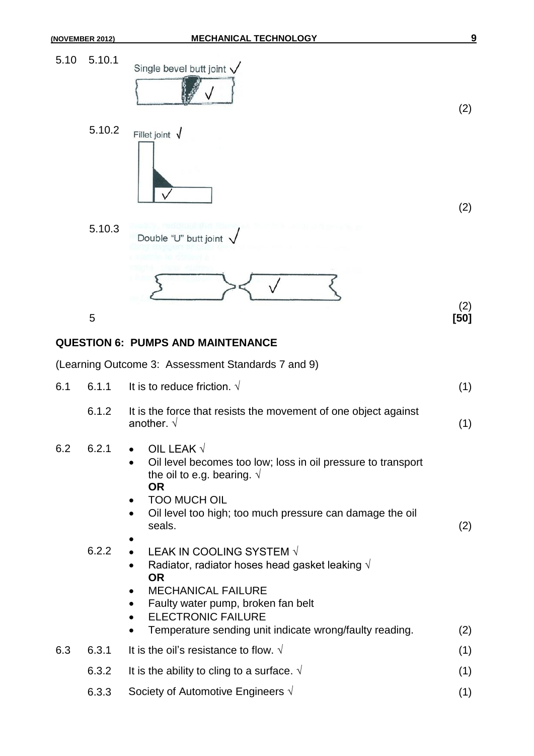5.10 5.10.1 Single bevel butt joint √

√

(2)

5.10.2 Fillet joint √

√

(2)

5.10.3 Double "U" butt joint √

√

(2)

5 **[50]**

## QUESTION 6: PUMPS AND MAINTENANCE

(Learning Outcome 3: Assessment Standards 7 and 9)

6.1 6.1.1 It is to reduce friction. √ (1)

6.1.2 It is the force that resists the movement of one object against another. √ (1)

6.2 6.2.1
- OIL LEAK √
- Oil level becomes too low; loss in oil pressure to transport the oil to e.g. bearing. √

  **OR**
- TOO MUCH OIL
- Oil level too high; too much pressure can damage the oil seals. (2)

6.2.2
- LEAK IN COOLING SYSTEM √
- Radiator, radiator hoses head gasket leaking √

  **OR**
- MECHANICAL FAILURE
- Faulty water pump, broken fan belt
- ELECTRONIC FAILURE
- Temperature sending unit indicate wrong/faulty reading. (2)

6.3 6.3.1 It is the oil's resistance to flow. √ (1)

6.3.2 It is the ability to cling to a surface. √ (1)

6.3.3 Society of Automotive Engineers √ (1)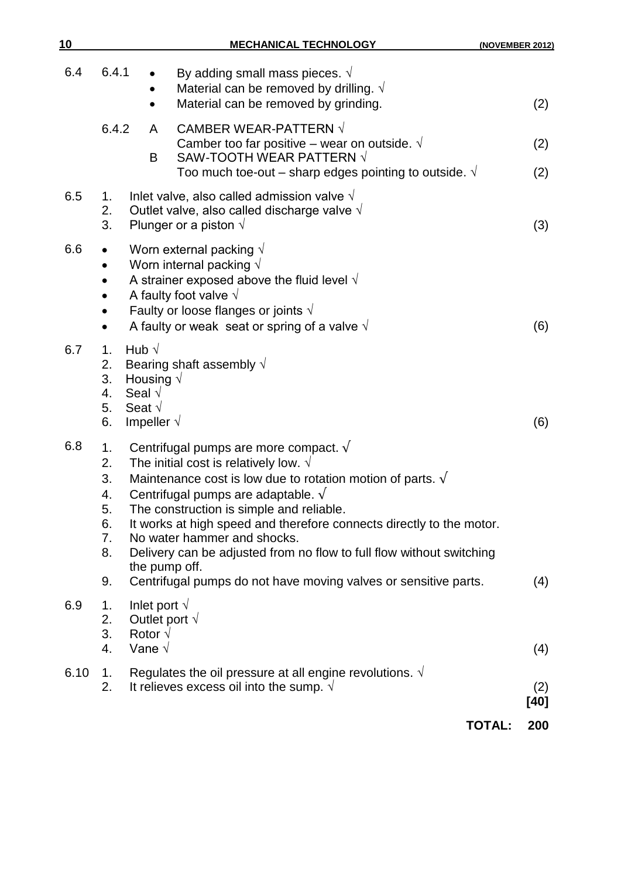6.4 6.4.1

- By adding small mass pieces. √
- Material can be removed by drilling. √
- Material can be removed by grinding. (2)

6.4.2 A CAMBER WEAR-PATTERN √
Camber too far positive – wear on outside. √ (2)

B SAW-TOOTH WEAR PATTERN √
Too much toe-out – sharp edges pointing to outside. √ (2)

6.5

1. Inlet valve, also called admission valve √
2. Outlet valve, also called discharge valve √
3. Plunger or a piston √ (3)

6.6

- Worn external packing √
- Worn internal packing √
- A strainer exposed above the fluid level √
- A faulty foot valve √
- Faulty or loose flanges or joints √
- A faulty or weak seat or spring of a valve √ (6)

6.7

1. Hub √
2. Bearing shaft assembly √
3. Housing √
4. Seal √
5. Seat √
6. Impeller √ (6)

6.8

1. Centrifugal pumps are more compact. √
2. The initial cost is relatively low. √
3. Maintenance cost is low due to rotation motion of parts. √
4. Centrifugal pumps are adaptable. √
5. The construction is simple and reliable.
6. It works at high speed and therefore connects directly to the motor.
7. No water hammer and shocks.
8. Delivery can be adjusted from no flow to full flow without switching the pump off.
9. Centrifugal pumps do not have moving valves or sensitive parts. (4)

6.9

1. Inlet port √
2. Outlet port √
3. Rotor √
4. Vane √ (4)

6.10

1. Regulates the oil pressure at all engine revolutions. √
2. It relieves excess oil into the sump. √ (2)

**[40]**

**TOTAL: 200**